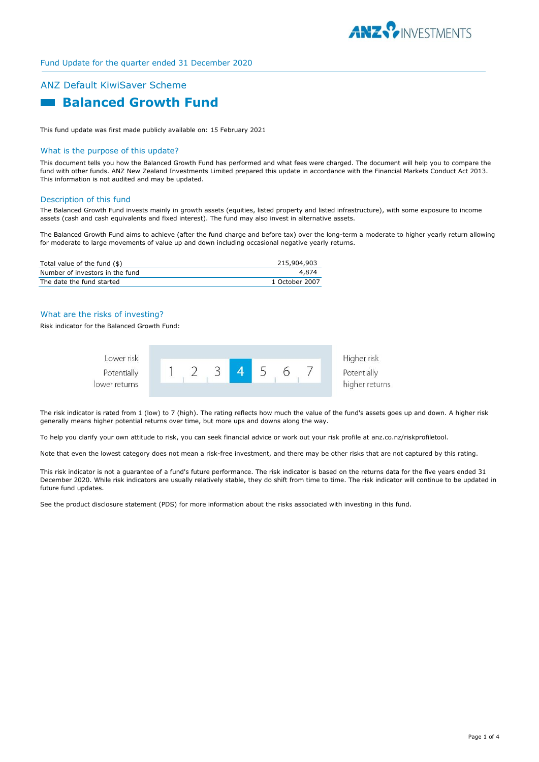Fund Update for the quarter ended 31 December 2020

## ANZ Default KiwiSaver Scheme

# Balanced Growth Fund

This fund update was first made publicly available on: 15 February 2021

## What is the purpose of this update?

This document tells you how the Balanced Growth Fund has performed and what fees were charged. The document will help you to compare the fund with other funds. ANZ New Zealand Investments Limited prepared this update in accordance with the Financial Markets Conduct Act 2013. This information is not audited and may be updated.

## Description of this fund

The Balanced Growth Fund invests mainly in growth assets (equities, listed property and listed infrastructure), with some exposure to income assets (cash and cash equivalents and fixed interest). The fund may also invest in alternative assets.

The Balanced Growth Fund aims to achieve (after the fund charge and before tax) over the long-term a moderate to higher yearly return allowing for moderate to large movements of value up and down including occasional negative yearly returns.

| | |
|---|---|
| Total value of the fund ($) | 215,904,903 |
| Number of investors in the fund | 4,874 |
| The date the fund started | 1 October 2007 |

## What are the risks of investing?

Risk indicator for the Balanced Growth Fund:

| Lower risk<br>Potentially lower returns | 1 | 2 | 3 | **4** | 5 | 6 | 7 | Higher risk<br>Potentially higher returns |
|---|---|---|---|---|---|---|---|---|

The risk indicator is rated from 1 (low) to 7 (high). The rating reflects how much the value of the fund's assets goes up and down. A higher risk generally means higher potential returns over time, but more ups and downs along the way.

To help you clarify your own attitude to risk, you can seek financial advice or work out your risk profile at anz.co.nz/riskprofiletool.

Note that even the lowest category does not mean a risk-free investment, and there may be other risks that are not captured by this rating.

This risk indicator is not a guarantee of a fund's future performance. The risk indicator is based on the returns data for the five years ended 31 December 2020. While risk indicators are usually relatively stable, they do shift from time to time. The risk indicator will continue to be updated in future fund updates.

See the product disclosure statement (PDS) for more information about the risks associated with investing in this fund.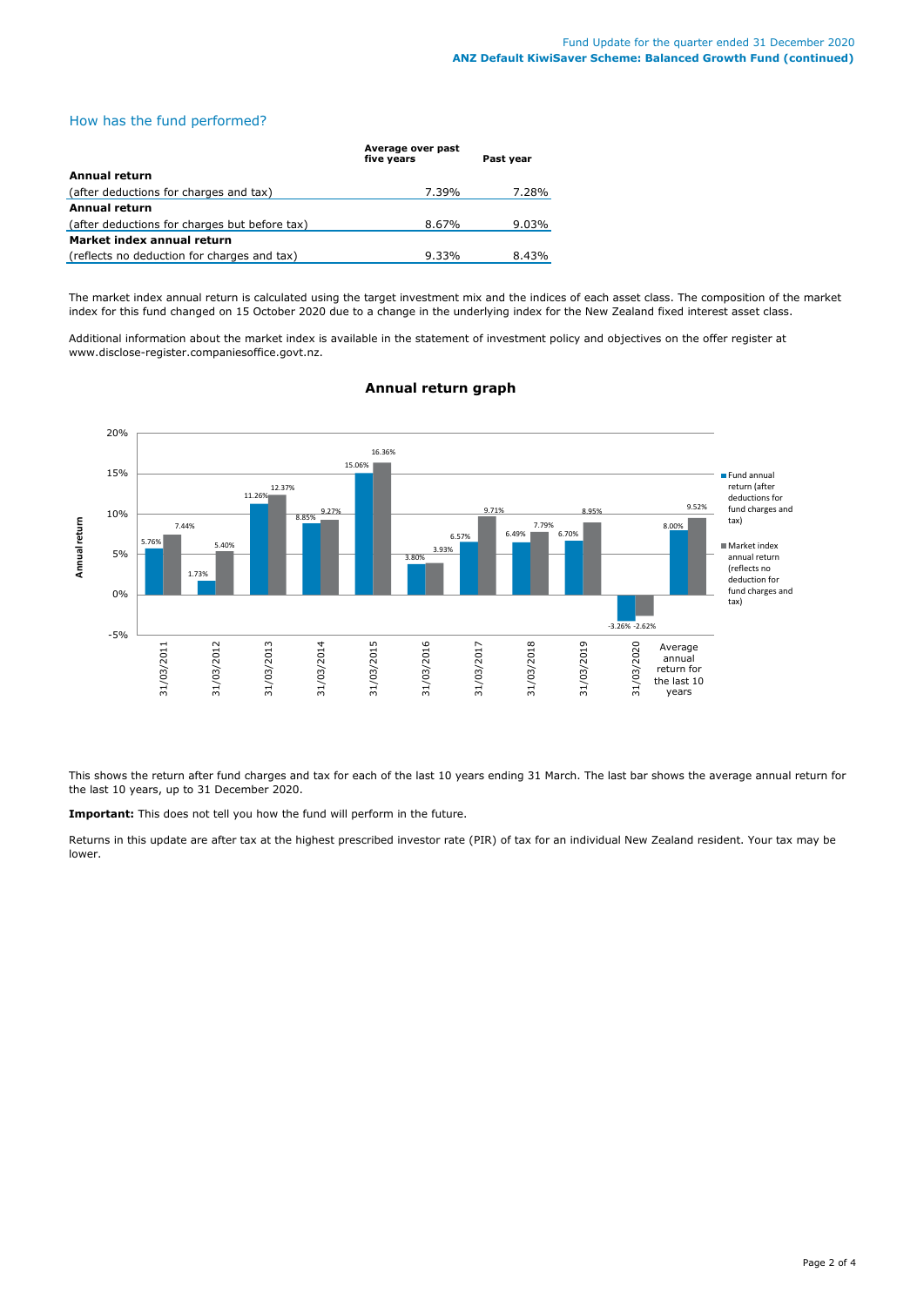## How has the fund performed?

| | Average over past five years | Past year |
|---|---|---|
| **Annual return** | | |
| (after deductions for charges and tax) | 7.39% | 7.28% |
| **Annual return** | | |
| (after deductions for charges but before tax) | 8.67% | 9.03% |
| **Market index annual return** | | |
| (reflects no deduction for charges and tax) | 9.33% | 8.43% |

The market index annual return is calculated using the target investment mix and the indices of each asset class. The composition of the market index for this fund changed on 15 October 2020 due to a change in the underlying index for the New Zealand fixed interest asset class.

Additional information about the market index is available in the statement of investment policy and objectives on the offer register at www.disclose-register.companiesoffice.govt.nz.

### Annual return graph

| | Fund annual return (after deductions for fund charges and tax) | Market index annual return (reflects no deduction for fund charges and tax) |
|---|---|---|
| 31/03/2011 | 5.76% | 7.44% |
| 31/03/2012 | 1.73% | 5.40% |
| 31/03/2013 | 11.26% | 12.37% |
| 31/03/2014 | 8.85% | 9.27% |
| 31/03/2015 | 15.06% | 16.36% |
| 31/03/2016 | 3.80% | 3.93% |
| 31/03/2017 | 6.57% | 9.71% |
| 31/03/2018 | 6.49% | 7.79% |
| 31/03/2019 | 6.70% | 8.95% |
| 31/03/2020 | -3.26% | -2.62% |
| Average annual return for the last 10 years | 8.00% | 9.52% |

This shows the return after fund charges and tax for each of the last 10 years ending 31 March. The last bar shows the average annual return for the last 10 years, up to 31 December 2020.

**Important:** This does not tell you how the fund will perform in the future.

Returns in this update are after tax at the highest prescribed investor rate (PIR) of tax for an individual New Zealand resident. Your tax may be lower.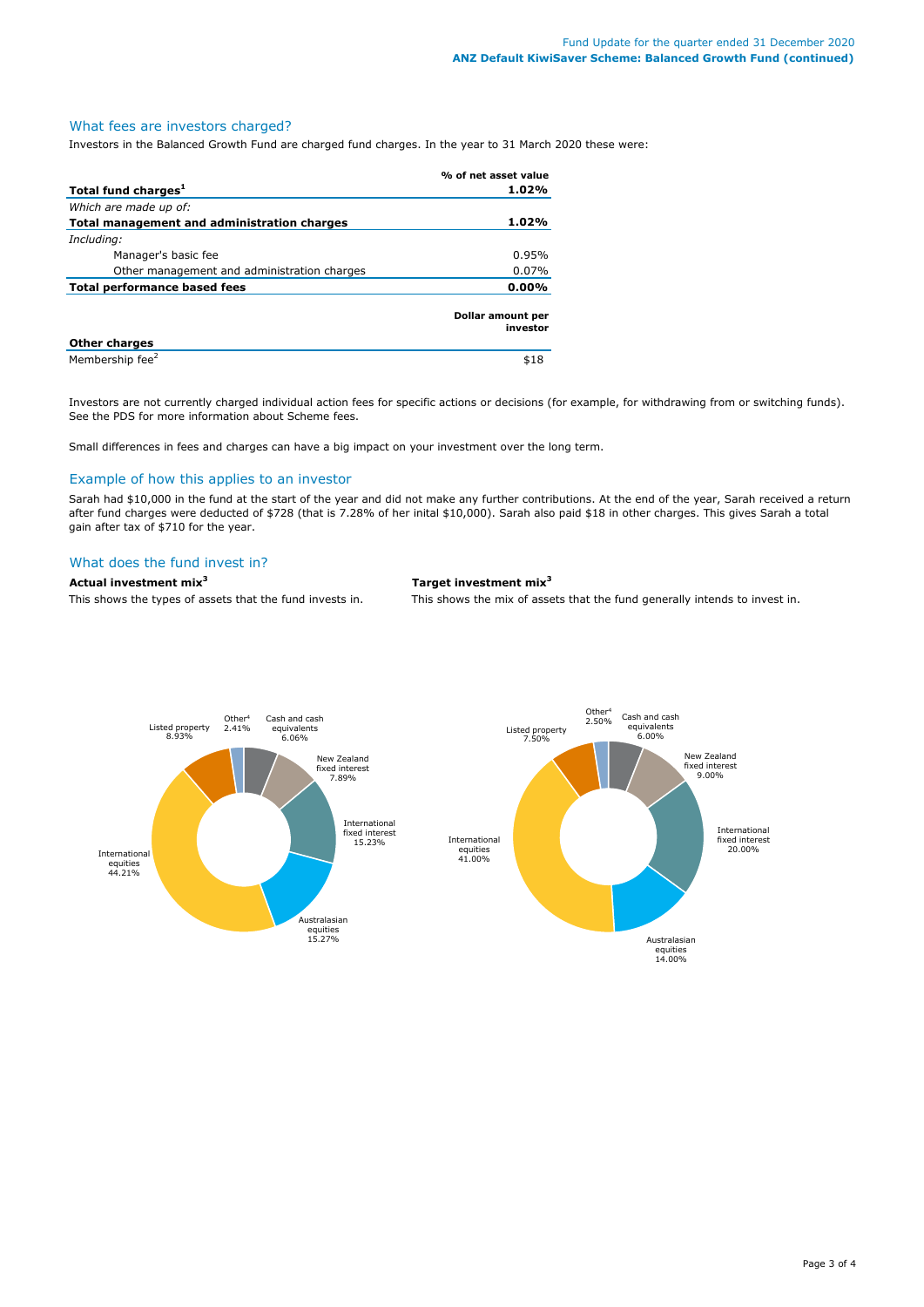## What fees are investors charged?

Investors in the Balanced Growth Fund are charged fund charges. In the year to 31 March 2020 these were:

| | % of net asset value |
|---|---|
| **Total fund charges[1]** | **1.02%** |
| *Which are made up of:* | |
| **Total management and administration charges** | **1.02%** |
| *Including:* | |
| Manager's basic fee | 0.95% |
| Other management and administration charges | 0.07% |
| **Total performance based fees** | **0.00%** |
| | **Dollar amount per investor** |
| **Other charges** | |
| Membership fee[2] | $18 |

Investors are not currently charged individual action fees for specific actions or decisions (for example, for withdrawing from or switching funds). See the PDS for more information about Scheme fees.

Small differences in fees and charges can have a big impact on your investment over the long term.

## Example of how this applies to an investor

Sarah had $10,000 in the fund at the start of the year and did not make any further contributions. At the end of the year, Sarah received a return after fund charges were deducted of $728 (that is 7.28% of her inital $10,000). Sarah also paid $18 in other charges. This gives Sarah a total gain after tax of $710 for the year.

## What does the fund invest in?

**Actual investment mix[3]**

This shows the types of assets that the fund invests in.

| Asset | % |
|---|---|
| Cash and cash equivalents | 6.06% |
| New Zealand fixed interest | 7.89% |
| International fixed interest | 15.23% |
| Australasian equities | 15.27% |
| International equities | 44.21% |
| Listed property | 8.93% |
| Other[4] | 2.41% |

**Target investment mix[3]**

This shows the mix of assets that the fund generally intends to invest in.

| Asset | % |
|---|---|
| Cash and cash equivalents | 6.00% |
| New Zealand fixed interest | 9.00% |
| International fixed interest | 20.00% |
| Australasian equities | 14.00% |
| International equities | 41.00% |
| Listed property | 7.50% |
| Other[4] | 2.50% |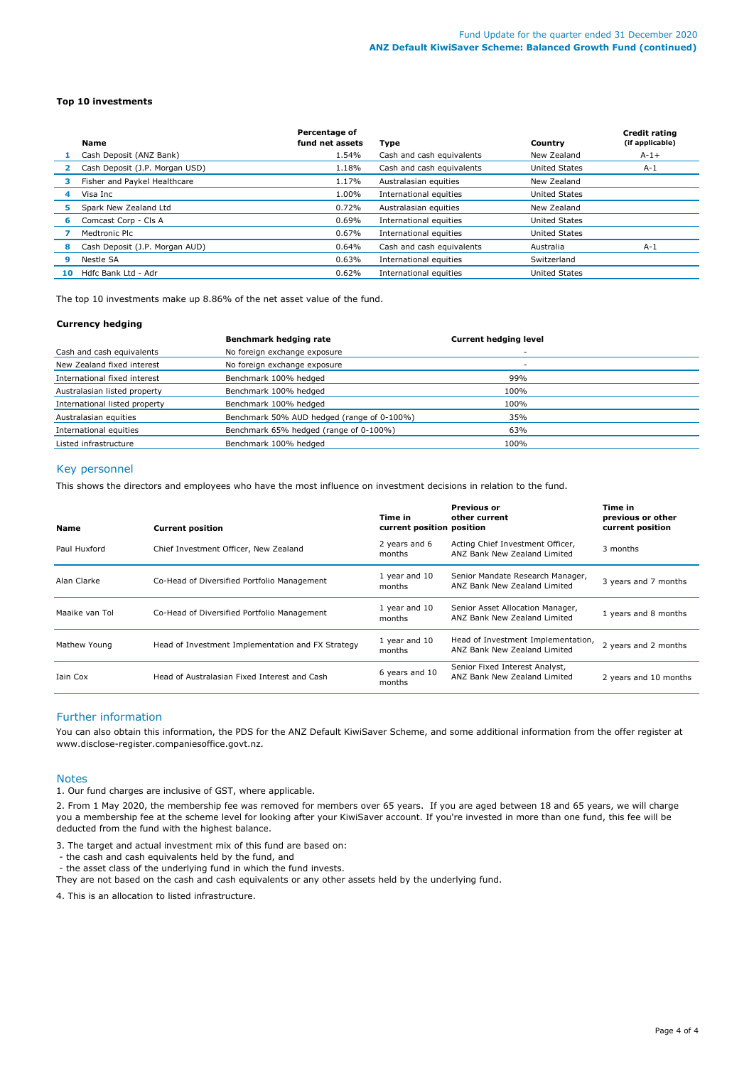### Top 10 investments

| | Name | Percentage of fund net assets | Type | Country | Credit rating (if applicable) |
|---|---|---|---|---|---|
| 1 | Cash Deposit (ANZ Bank) | 1.54% | Cash and cash equivalents | New Zealand | A-1+ |
| 2 | Cash Deposit (J.P. Morgan USD) | 1.18% | Cash and cash equivalents | United States | A-1 |
| 3 | Fisher and Paykel Healthcare | 1.17% | Australasian equities | New Zealand | |
| 4 | Visa Inc | 1.00% | International equities | United States | |
| 5 | Spark New Zealand Ltd | 0.72% | Australasian equities | New Zealand | |
| 6 | Comcast Corp - Cls A | 0.69% | International equities | United States | |
| 7 | Medtronic Plc | 0.67% | International equities | United States | |
| 8 | Cash Deposit (J.P. Morgan AUD) | 0.64% | Cash and cash equivalents | Australia | A-1 |
| 9 | Nestle SA | 0.63% | International equities | Switzerland | |
| 10 | Hdfc Bank Ltd - Adr | 0.62% | International equities | United States | |

The top 10 investments make up 8.86% of the net asset value of the fund.

### Currency hedging

| | Benchmark hedging rate | Current hedging level |
|---|---|---|
| Cash and cash equivalents | No foreign exchange exposure | - |
| New Zealand fixed interest | No foreign exchange exposure | - |
| International fixed interest | Benchmark 100% hedged | 99% |
| Australasian listed property | Benchmark 100% hedged | 100% |
| International listed property | Benchmark 100% hedged | 100% |
| Australasian equities | Benchmark 50% AUD hedged (range of 0-100%) | 35% |
| International equities | Benchmark 65% hedged (range of 0-100%) | 63% |
| Listed infrastructure | Benchmark 100% hedged | 100% |

## Key personnel

This shows the directors and employees who have the most influence on investment decisions in relation to the fund.

| Name | Current position | Time in current position | Previous or other current position | Time in previous or other current position |
|---|---|---|---|---|
| Paul Huxford | Chief Investment Officer, New Zealand | 2 years and 6 months | Acting Chief Investment Officer, ANZ Bank New Zealand Limited | 3 months |
| Alan Clarke | Co-Head of Diversified Portfolio Management | 1 year and 10 months | Senior Mandate Research Manager, ANZ Bank New Zealand Limited | 3 years and 7 months |
| Maaike van Tol | Co-Head of Diversified Portfolio Management | 1 year and 10 months | Senior Asset Allocation Manager, ANZ Bank New Zealand Limited | 1 years and 8 months |
| Mathew Young | Head of Investment Implementation and FX Strategy | 1 year and 10 months | Head of Investment Implementation, ANZ Bank New Zealand Limited | 2 years and 2 months |
| Iain Cox | Head of Australasian Fixed Interest and Cash | 6 years and 10 months | Senior Fixed Interest Analyst, ANZ Bank New Zealand Limited | 2 years and 10 months |

## Further information

You can also obtain this information, the PDS for the ANZ Default KiwiSaver Scheme, and some additional information from the offer register at www.disclose-register.companiesoffice.govt.nz.

## Notes

1. Our fund charges are inclusive of GST, where applicable.

2. From 1 May 2020, the membership fee was removed for members over 65 years. If you are aged between 18 and 65 years, we will charge you a membership fee at the scheme level for looking after your KiwiSaver account. If you're invested in more than one fund, this fee will be deducted from the fund with the highest balance.

3. The target and actual investment mix of this fund are based on:
 - the cash and cash equivalents held by the fund, and
 - the asset class of the underlying fund in which the fund invests.

They are not based on the cash and cash equivalents or any other assets held by the underlying fund.

4. This is an allocation to listed infrastructure.